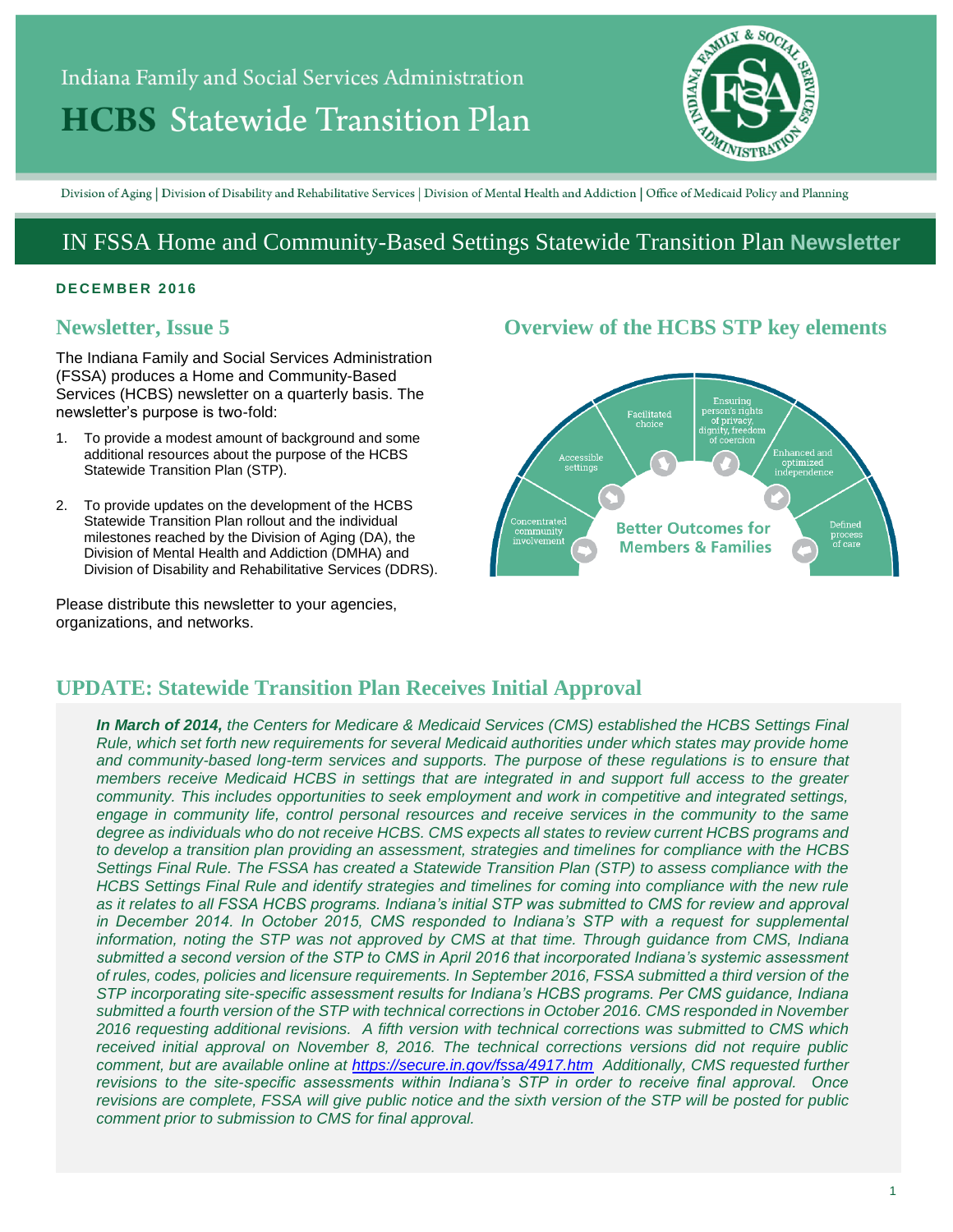Indiana Family and Social Services Administration

# HCBS Statewide Transition Plan

Division of Aging | Division of Disability and Rehabilitative Services | Division of Mental Health and Addiction | Office of Medicaid Policy and Planning

## IN FSSA Home and Community-Based Settings Statewide Transition Plan Newsletter

**DECEMBER 2016**

## Newsletter, Issue 5

The Indiana Family and Social Services Administration (FSSA) produces a Home and Community-Based Services (HCBS) newsletter on a quarterly basis. The newsletter's purpose is two-fold:

1. To provide a modest amount of background and some additional resources about the purpose of the HCBS Statewide Transition Plan (STP).
2. To provide updates on the development of the HCBS Statewide Transition Plan rollout and the individual milestones reached by the Division of Aging (DA), the Division of Mental Health and Addiction (DMHA) and Division of Disability and Rehabilitative Services (DDRS).

Please distribute this newsletter to your agencies, organizations, and networks.

## Overview of the HCBS STP key elements

- Concentrated community involvement
- Accessible settings
- Facilitated choice
- Ensuring person's rights of privacy, dignity, freedom of coercion
- Enhanced and optimized independence
- Defined process of care

Better Outcomes for Members & Families

## UPDATE: Statewide Transition Plan Receives Initial Approval

***In March of 2014,*** *the Centers for Medicare & Medicaid Services (CMS) established the HCBS Settings Final Rule, which set forth new requirements for several Medicaid authorities under which states may provide home and community-based long-term services and supports. The purpose of these regulations is to ensure that members receive Medicaid HCBS in settings that are integrated in and support full access to the greater community. This includes opportunities to seek employment and work in competitive and integrated settings, engage in community life, control personal resources and receive services in the community to the same degree as individuals who do not receive HCBS. CMS expects all states to review current HCBS programs and to develop a transition plan providing an assessment, strategies and timelines for compliance with the HCBS Settings Final Rule. The FSSA has created a Statewide Transition Plan (STP) to assess compliance with the HCBS Settings Final Rule and identify strategies and timelines for coming into compliance with the new rule as it relates to all FSSA HCBS programs. Indiana's initial STP was submitted to CMS for review and approval in December 2014. In October 2015, CMS responded to Indiana's STP with a request for supplemental information, noting the STP was not approved by CMS at that time. Through guidance from CMS, Indiana submitted a second version of the STP to CMS in April 2016 that incorporated Indiana's systemic assessment of rules, codes, policies and licensure requirements. In September 2016, FSSA submitted a third version of the STP incorporating site-specific assessment results for Indiana's HCBS programs. Per CMS guidance, Indiana submitted a fourth version of the STP with technical corrections in October 2016. CMS responded in November 2016 requesting additional revisions. A fifth version with technical corrections was submitted to CMS which received initial approval on November 8, 2016. The technical corrections versions did not require public comment, but are available online at [https://secure.in.gov/fssa/4917.htm](https://secure.in.gov/fssa/4917.htm). Additionally, CMS requested further revisions to the site-specific assessments within Indiana's STP in order to receive final approval. Once revisions are complete, FSSA will give public notice and the sixth version of the STP will be posted for public comment prior to submission to CMS for final approval.*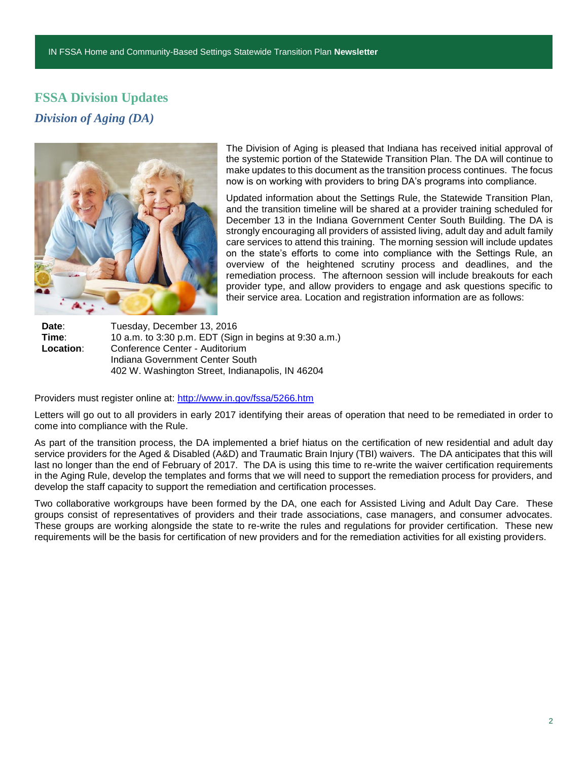## FSSA Division Updates

### *Division of Aging (DA)*

The Division of Aging is pleased that Indiana has received initial approval of the systemic portion of the Statewide Transition Plan. The DA will continue to make updates to this document as the transition process continues. The focus now is on working with providers to bring DA's programs into compliance.

Updated information about the Settings Rule, the Statewide Transition Plan, and the transition timeline will be shared at a provider training scheduled for December 13 in the Indiana Government Center South Building. The DA is strongly encouraging all providers of assisted living, adult day and adult family care services to attend this training. The morning session will include updates on the state's efforts to come into compliance with the Settings Rule, an overview of the heightened scrutiny process and deadlines, and the remediation process. The afternoon session will include breakouts for each provider type, and allow providers to engage and ask questions specific to their service area. Location and registration information are as follows:

**Date**: Tuesday, December 13, 2016
**Time**: 10 a.m. to 3:30 p.m. EDT (Sign in begins at 9:30 a.m.)
**Location**: Conference Center - Auditorium
Indiana Government Center South
402 W. Washington Street, Indianapolis, IN 46204

Providers must register online at: http://www.in.gov/fssa/5266.htm

Letters will go out to all providers in early 2017 identifying their areas of operation that need to be remediated in order to come into compliance with the Rule.

As part of the transition process, the DA implemented a brief hiatus on the certification of new residential and adult day service providers for the Aged & Disabled (A&D) and Traumatic Brain Injury (TBI) waivers. The DA anticipates that this will last no longer than the end of February of 2017. The DA is using this time to re-write the waiver certification requirements in the Aging Rule, develop the templates and forms that we will need to support the remediation process for providers, and develop the staff capacity to support the remediation and certification processes.

Two collaborative workgroups have been formed by the DA, one each for Assisted Living and Adult Day Care. These groups consist of representatives of providers and their trade associations, case managers, and consumer advocates. These groups are working alongside the state to re-write the rules and regulations for provider certification. These new requirements will be the basis for certification of new providers and for the remediation activities for all existing providers.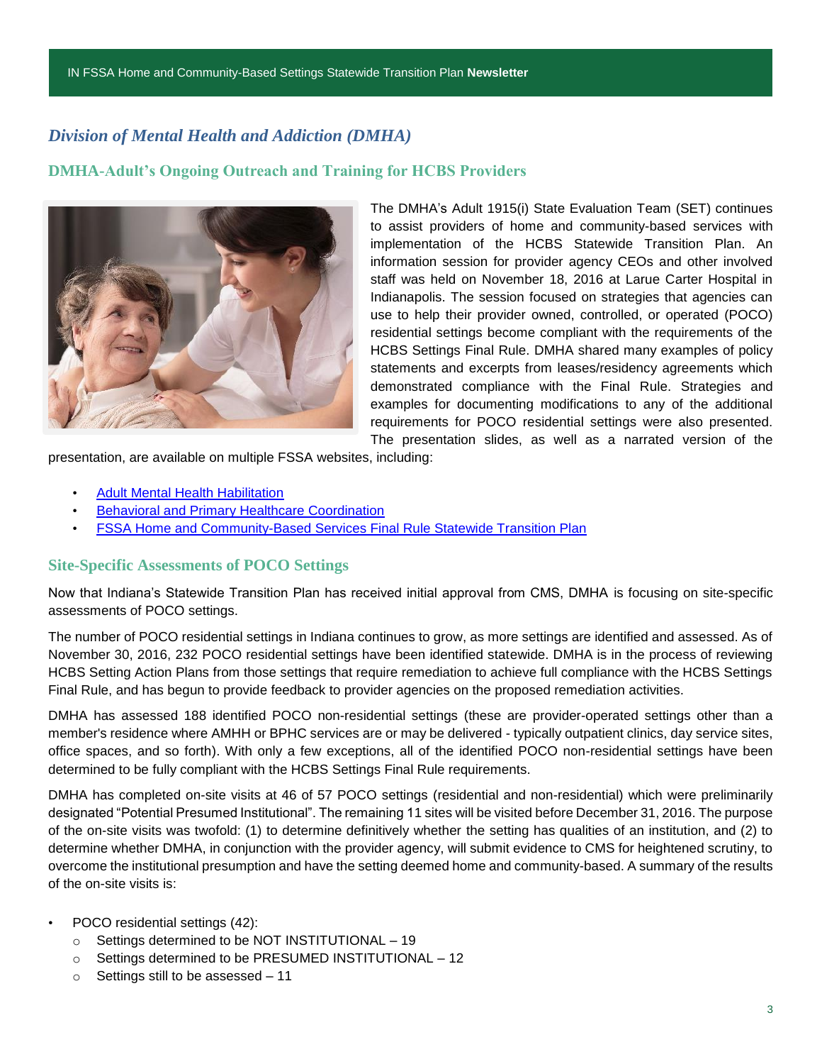## Division of Mental Health and Addiction (DMHA)

### DMHA-Adult's Ongoing Outreach and Training for HCBS Providers

The DMHA's Adult 1915(i) State Evaluation Team (SET) continues to assist providers of home and community-based services with implementation of the HCBS Statewide Transition Plan. An information session for provider agency CEOs and other involved staff was held on November 18, 2016 at Larue Carter Hospital in Indianapolis. The session focused on strategies that agencies can use to help their provider owned, controlled, or operated (POCO) residential settings become compliant with the requirements of the HCBS Settings Final Rule. DMHA shared many examples of policy statements and excerpts from leases/residency agreements which demonstrated compliance with the Final Rule. Strategies and examples for documenting modifications to any of the additional requirements for POCO residential settings were also presented. The presentation slides, as well as a narrated version of the presentation, are available on multiple FSSA websites, including:

- Adult Mental Health Habilitation
- Behavioral and Primary Healthcare Coordination
- FSSA Home and Community-Based Services Final Rule Statewide Transition Plan

### Site-Specific Assessments of POCO Settings

Now that Indiana's Statewide Transition Plan has received initial approval from CMS, DMHA is focusing on site-specific assessments of POCO settings.

The number of POCO residential settings in Indiana continues to grow, as more settings are identified and assessed. As of November 30, 2016, 232 POCO residential settings have been identified statewide. DMHA is in the process of reviewing HCBS Setting Action Plans from those settings that require remediation to achieve full compliance with the HCBS Settings Final Rule, and has begun to provide feedback to provider agencies on the proposed remediation activities.

DMHA has assessed 188 identified POCO non-residential settings (these are provider-operated settings other than a member's residence where AMHH or BPHC services are or may be delivered - typically outpatient clinics, day service sites, office spaces, and so forth). With only a few exceptions, all of the identified POCO non-residential settings have been determined to be fully compliant with the HCBS Settings Final Rule requirements.

DMHA has completed on-site visits at 46 of 57 POCO settings (residential and non-residential) which were preliminarily designated "Potential Presumed Institutional". The remaining 11 sites will be visited before December 31, 2016. The purpose of the on-site visits was twofold: (1) to determine definitively whether the setting has qualities of an institution, and (2) to determine whether DMHA, in conjunction with the provider agency, will submit evidence to CMS for heightened scrutiny, to overcome the institutional presumption and have the setting deemed home and community-based. A summary of the results of the on-site visits is:

- POCO residential settings (42):
  - Settings determined to be NOT INSTITUTIONAL – 19
  - Settings determined to be PRESUMED INSTITUTIONAL – 12
  - Settings still to be assessed – 11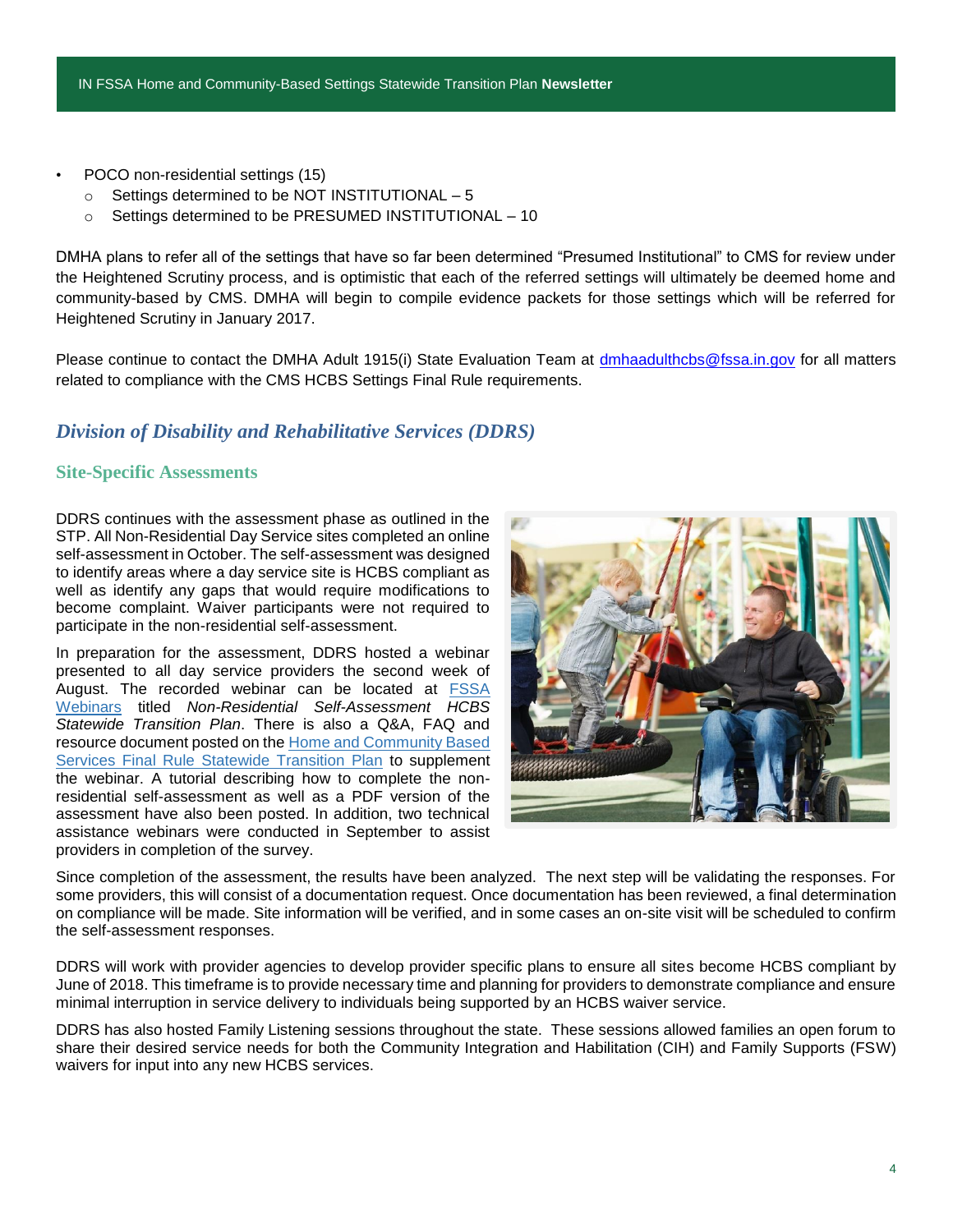- POCO non-residential settings (15)
  - Settings determined to be NOT INSTITUTIONAL – 5
  - Settings determined to be PRESUMED INSTITUTIONAL – 10

DMHA plans to refer all of the settings that have so far been determined "Presumed Institutional" to CMS for review under the Heightened Scrutiny process, and is optimistic that each of the referred settings will ultimately be deemed home and community-based by CMS. DMHA will begin to compile evidence packets for those settings which will be referred for Heightened Scrutiny in January 2017.

Please continue to contact the DMHA Adult 1915(i) State Evaluation Team at dmhaadulthcbs@fssa.in.gov for all matters related to compliance with the CMS HCBS Settings Final Rule requirements.

## *Division of Disability and Rehabilitative Services (DDRS)*

### Site-Specific Assessments

DDRS continues with the assessment phase as outlined in the STP. All Non-Residential Day Service sites completed an online self-assessment in October. The self-assessment was designed to identify areas where a day service site is HCBS compliant as well as identify any gaps that would require modifications to become complaint. Waiver participants were not required to participate in the non-residential self-assessment.

In preparation for the assessment, DDRS hosted a webinar presented to all day service providers the second week of August. The recorded webinar can be located at FSSA Webinars titled *Non-Residential Self-Assessment HCBS Statewide Transition Plan*. There is also a Q&A, FAQ and resource document posted on the Home and Community Based Services Final Rule Statewide Transition Plan to supplement the webinar. A tutorial describing how to complete the non-residential self-assessment as well as a PDF version of the assessment have also been posted. In addition, two technical assistance webinars were conducted in September to assist providers in completion of the survey.

Since completion of the assessment, the results have been analyzed. The next step will be validating the responses. For some providers, this will consist of a documentation request. Once documentation has been reviewed, a final determination on compliance will be made. Site information will be verified, and in some cases an on-site visit will be scheduled to confirm the self-assessment responses.

DDRS will work with provider agencies to develop provider specific plans to ensure all sites become HCBS compliant by June of 2018. This timeframe is to provide necessary time and planning for providers to demonstrate compliance and ensure minimal interruption in service delivery to individuals being supported by an HCBS waiver service.

DDRS has also hosted Family Listening sessions throughout the state. These sessions allowed families an open forum to share their desired service needs for both the Community Integration and Habilitation (CIH) and Family Supports (FSW) waivers for input into any new HCBS services.